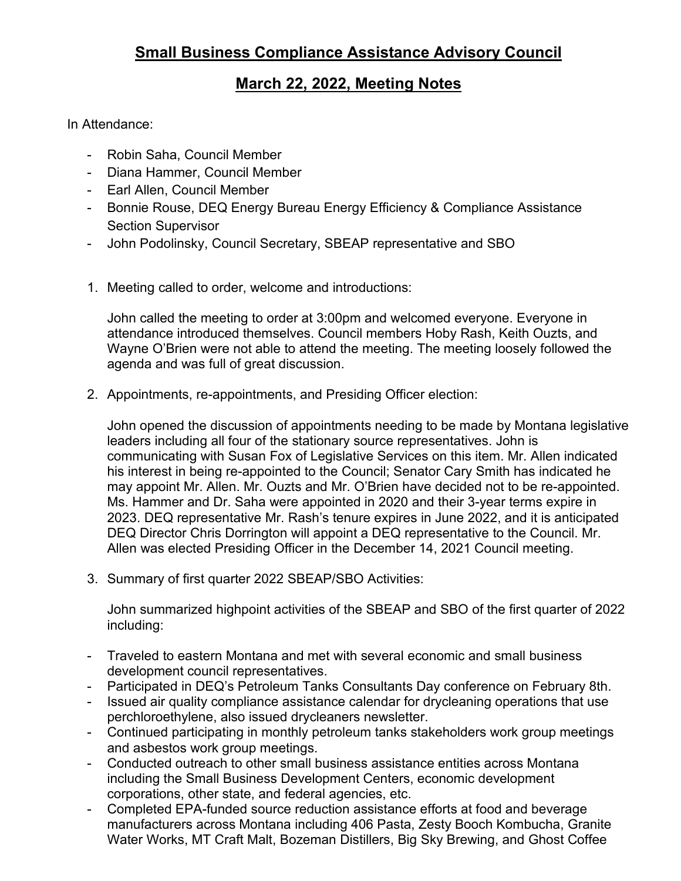# Small Business Compliance Assistance Advisory Council

## March 22, 2022, Meeting Notes

In Attendance:

- Robin Saha, Council Member
- Diana Hammer, Council Member
- Earl Allen, Council Member
- Bonnie Rouse, DEQ Energy Bureau Energy Efficiency & Compliance Assistance Section Supervisor
- John Podolinsky, Council Secretary, SBEAP representative and SBO

1. Meeting called to order, welcome and introductions:

   John called the meeting to order at 3:00pm and welcomed everyone. Everyone in attendance introduced themselves. Council members Hoby Rash, Keith Ouzts, and Wayne O'Brien were not able to attend the meeting. The meeting loosely followed the agenda and was full of great discussion.

2. Appointments, re-appointments, and Presiding Officer election:

   John opened the discussion of appointments needing to be made by Montana legislative leaders including all four of the stationary source representatives. John is communicating with Susan Fox of Legislative Services on this item. Mr. Allen indicated his interest in being re-appointed to the Council; Senator Cary Smith has indicated he may appoint Mr. Allen. Mr. Ouzts and Mr. O'Brien have decided not to be re-appointed. Ms. Hammer and Dr. Saha were appointed in 2020 and their 3-year terms expire in 2023. DEQ representative Mr. Rash's tenure expires in June 2022, and it is anticipated DEQ Director Chris Dorrington will appoint a DEQ representative to the Council. Mr. Allen was elected Presiding Officer in the December 14, 2021 Council meeting.

3. Summary of first quarter 2022 SBEAP/SBO Activities:

   John summarized highpoint activities of the SBEAP and SBO of the first quarter of 2022 including:

- Traveled to eastern Montana and met with several economic and small business development council representatives.
- Participated in DEQ's Petroleum Tanks Consultants Day conference on February 8th.
- Issued air quality compliance assistance calendar for drycleaning operations that use perchloroethylene, also issued drycleaners newsletter.
- Continued participating in monthly petroleum tanks stakeholders work group meetings and asbestos work group meetings.
- Conducted outreach to other small business assistance entities across Montana including the Small Business Development Centers, economic development corporations, other state, and federal agencies, etc.
- Completed EPA-funded source reduction assistance efforts at food and beverage manufacturers across Montana including 406 Pasta, Zesty Booch Kombucha, Granite Water Works, MT Craft Malt, Bozeman Distillers, Big Sky Brewing, and Ghost Coffee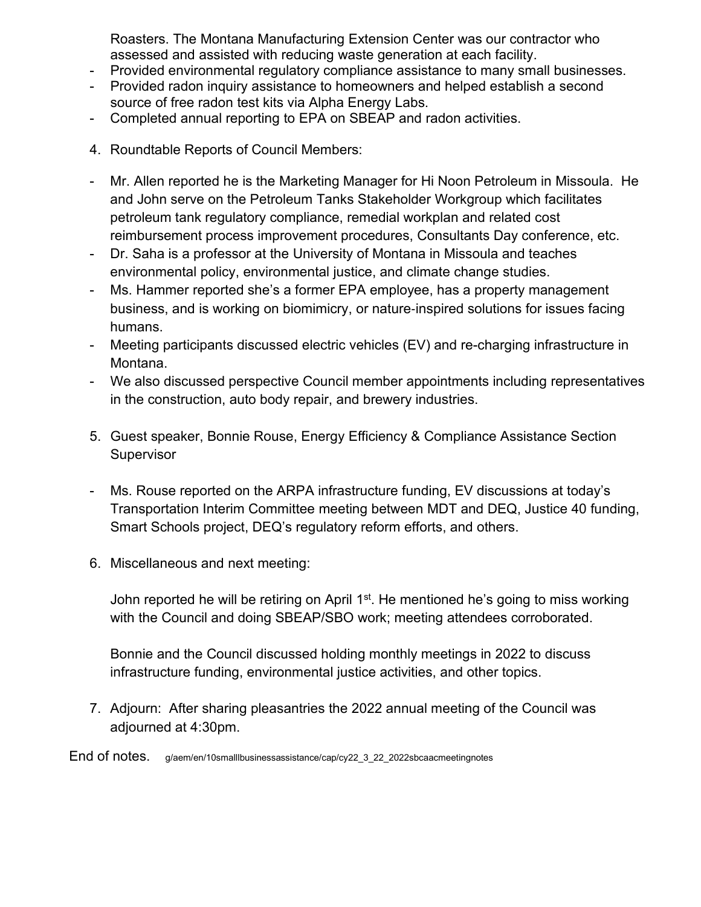Roasters. The Montana Manufacturing Extension Center was our contractor who assessed and assisted with reducing waste generation at each facility.

- Provided environmental regulatory compliance assistance to many small businesses.
- Provided radon inquiry assistance to homeowners and helped establish a second source of free radon test kits via Alpha Energy Labs.
- Completed annual reporting to EPA on SBEAP and radon activities.

4. Roundtable Reports of Council Members:

- Mr. Allen reported he is the Marketing Manager for Hi Noon Petroleum in Missoula. He and John serve on the Petroleum Tanks Stakeholder Workgroup which facilitates petroleum tank regulatory compliance, remedial workplan and related cost reimbursement process improvement procedures, Consultants Day conference, etc.
- Dr. Saha is a professor at the University of Montana in Missoula and teaches environmental policy, environmental justice, and climate change studies.
- Ms. Hammer reported she's a former EPA employee, has a property management business, and is working on biomimicry, or nature-inspired solutions for issues facing humans.
- Meeting participants discussed electric vehicles (EV) and re-charging infrastructure in Montana.
- We also discussed perspective Council member appointments including representatives in the construction, auto body repair, and brewery industries.

5. Guest speaker, Bonnie Rouse, Energy Efficiency & Compliance Assistance Section Supervisor

- Ms. Rouse reported on the ARPA infrastructure funding, EV discussions at today's Transportation Interim Committee meeting between MDT and DEQ, Justice 40 funding, Smart Schools project, DEQ's regulatory reform efforts, and others.

6. Miscellaneous and next meeting:

   John reported he will be retiring on April 1st. He mentioned he's going to miss working with the Council and doing SBEAP/SBO work; meeting attendees corroborated.

   Bonnie and the Council discussed holding monthly meetings in 2022 to discuss infrastructure funding, environmental justice activities, and other topics.

7. Adjourn: After sharing pleasantries the 2022 annual meeting of the Council was adjourned at 4:30pm.

End of notes. g/aem/en/10smalllbusinessassistance/cap/cy22_3_22_2022sbcaacmeetingnotes